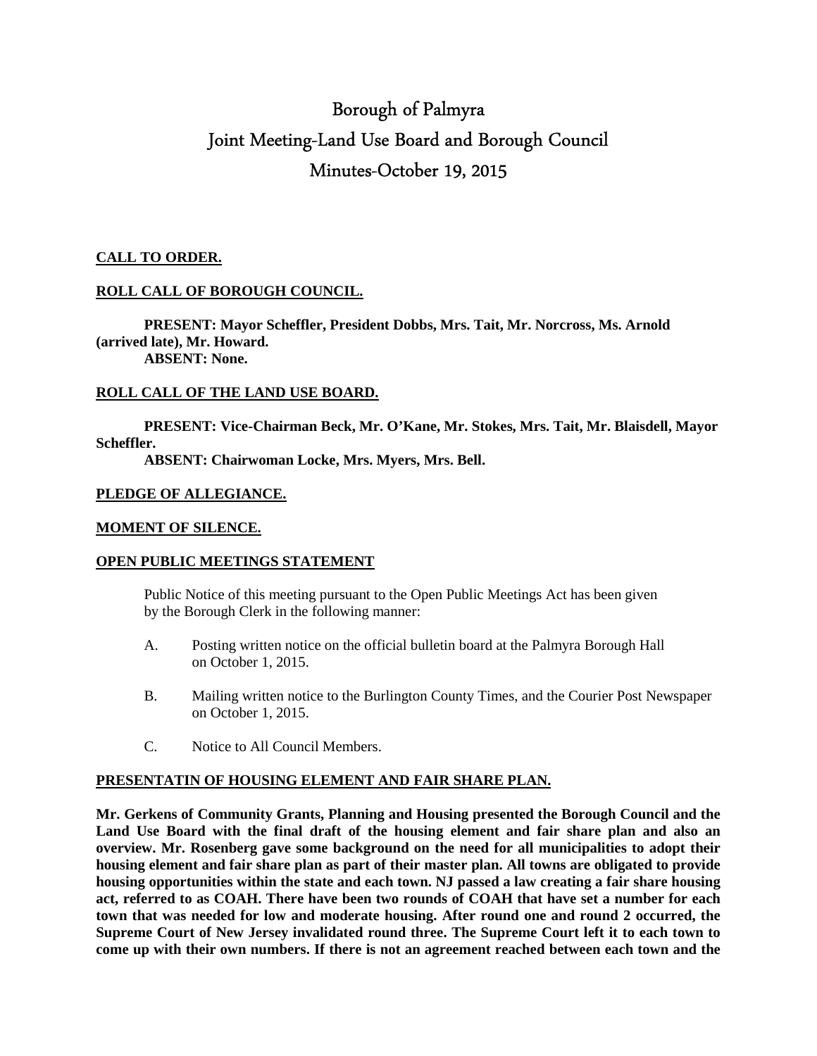# Borough of Palmyra
# Joint Meeting-Land Use Board and Borough Council
# Minutes-October 19, 2015

**CALL TO ORDER.**

**ROLL CALL OF BOROUGH COUNCIL.**

**PRESENT: Mayor Scheffler, President Dobbs, Mrs. Tait, Mr. Norcross, Ms. Arnold (arrived late), Mr. Howard.**
**ABSENT: None.**

**ROLL CALL OF THE LAND USE BOARD.**

**PRESENT: Vice-Chairman Beck, Mr. O'Kane, Mr. Stokes, Mrs. Tait, Mr. Blaisdell, Mayor Scheffler.**
**ABSENT: Chairwoman Locke, Mrs. Myers, Mrs. Bell.**

**PLEDGE OF ALLEGIANCE.**

**MOMENT OF SILENCE.**

**OPEN PUBLIC MEETINGS STATEMENT**

Public Notice of this meeting pursuant to the Open Public Meetings Act has been given by the Borough Clerk in the following manner:

A. Posting written notice on the official bulletin board at the Palmyra Borough Hall on October 1, 2015.

B. Mailing written notice to the Burlington County Times, and the Courier Post Newspaper on October 1, 2015.

C. Notice to All Council Members.

**PRESENTATIN OF HOUSING ELEMENT AND FAIR SHARE PLAN.**

**Mr. Gerkens of Community Grants, Planning and Housing presented the Borough Council and the Land Use Board with the final draft of the housing element and fair share plan and also an overview. Mr. Rosenberg gave some background on the need for all municipalities to adopt their housing element and fair share plan as part of their master plan. All towns are obligated to provide housing opportunities within the state and each town. NJ passed a law creating a fair share housing act, referred to as COAH. There have been two rounds of COAH that have set a number for each town that was needed for low and moderate housing. After round one and round 2 occurred, the Supreme Court of New Jersey invalidated round three. The Supreme Court left it to each town to come up with their own numbers. If there is not an agreement reached between each town and the**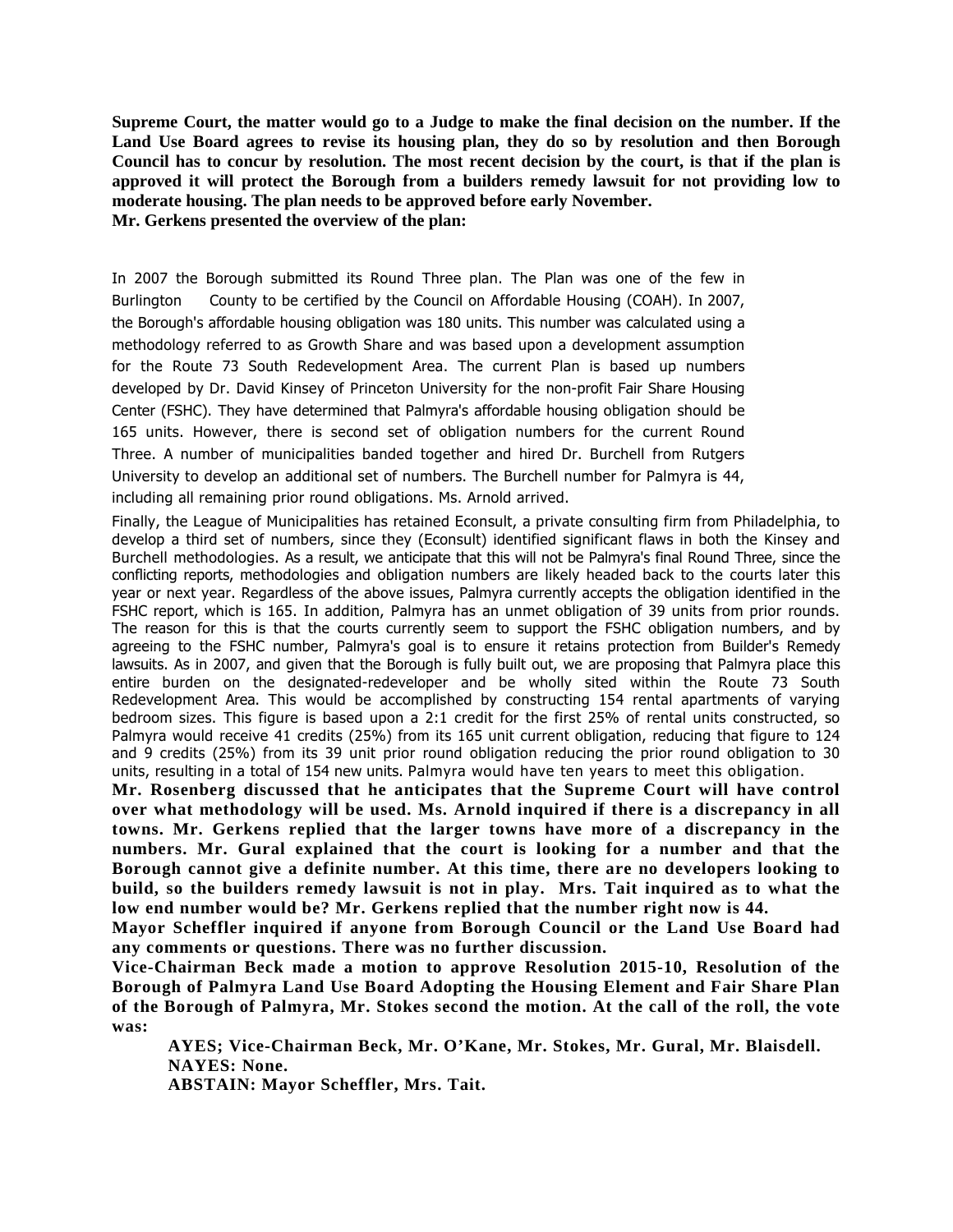**Supreme Court, the matter would go to a Judge to make the final decision on the number. If the Land Use Board agrees to revise its housing plan, they do so by resolution and then Borough Council has to concur by resolution. The most recent decision by the court, is that if the plan is approved it will protect the Borough from a builders remedy lawsuit for not providing low to moderate housing. The plan needs to be approved before early November.**
**Mr. Gerkens presented the overview of the plan:**

In 2007 the Borough submitted its Round Three plan. The Plan was one of the few in Burlington County to be certified by the Council on Affordable Housing (COAH). In 2007, the Borough's affordable housing obligation was 180 units. This number was calculated using a methodology referred to as Growth Share and was based upon a development assumption for the Route 73 South Redevelopment Area. The current Plan is based up numbers developed by Dr. David Kinsey of Princeton University for the non-profit Fair Share Housing Center (FSHC). They have determined that Palmyra's affordable housing obligation should be 165 units. However, there is second set of obligation numbers for the current Round Three. A number of municipalities banded together and hired Dr. Burchell from Rutgers University to develop an additional set of numbers. The Burchell number for Palmyra is 44, including all remaining prior round obligations. Ms. Arnold arrived.

Finally, the League of Municipalities has retained Econsult, a private consulting firm from Philadelphia, to develop a third set of numbers, since they (Econsult) identified significant flaws in both the Kinsey and Burchell methodologies. As a result, we anticipate that this will not be Palmyra's final Round Three, since the conflicting reports, methodologies and obligation numbers are likely headed back to the courts later this year or next year. Regardless of the above issues, Palmyra currently accepts the obligation identified in the FSHC report, which is 165. In addition, Palmyra has an unmet obligation of 39 units from prior rounds. The reason for this is that the courts currently seem to support the FSHC obligation numbers, and by agreeing to the FSHC number, Palmyra's goal is to ensure it retains protection from Builder's Remedy lawsuits. As in 2007, and given that the Borough is fully built out, we are proposing that Palmyra place this entire burden on the designated-redeveloper and be wholly sited within the Route 73 South Redevelopment Area. This would be accomplished by constructing 154 rental apartments of varying bedroom sizes. This figure is based upon a 2:1 credit for the first 25% of rental units constructed, so Palmyra would receive 41 credits (25%) from its 165 unit current obligation, reducing that figure to 124 and 9 credits (25%) from its 39 unit prior round obligation reducing the prior round obligation to 30 units, resulting in a total of 154 new units. Palmyra would have ten years to meet this obligation.

**Mr. Rosenberg discussed that he anticipates that the Supreme Court will have control over what methodology will be used. Ms. Arnold inquired if there is a discrepancy in all towns. Mr. Gerkens replied that the larger towns have more of a discrepancy in the numbers. Mr. Gural explained that the court is looking for a number and that the Borough cannot give a definite number. At this time, there are no developers looking to build, so the builders remedy lawsuit is not in play. Mrs. Tait inquired as to what the low end number would be? Mr. Gerkens replied that the number right now is 44.**

**Mayor Scheffler inquired if anyone from Borough Council or the Land Use Board had any comments or questions. There was no further discussion.**

**Vice-Chairman Beck made a motion to approve Resolution 2015-10, Resolution of the Borough of Palmyra Land Use Board Adopting the Housing Element and Fair Share Plan of the Borough of Palmyra, Mr. Stokes second the motion. At the call of the roll, the vote was:**

**AYES; Vice-Chairman Beck, Mr. O'Kane, Mr. Stokes, Mr. Gural, Mr. Blaisdell.**
**NAYES: None.**
**ABSTAIN: Mayor Scheffler, Mrs. Tait.**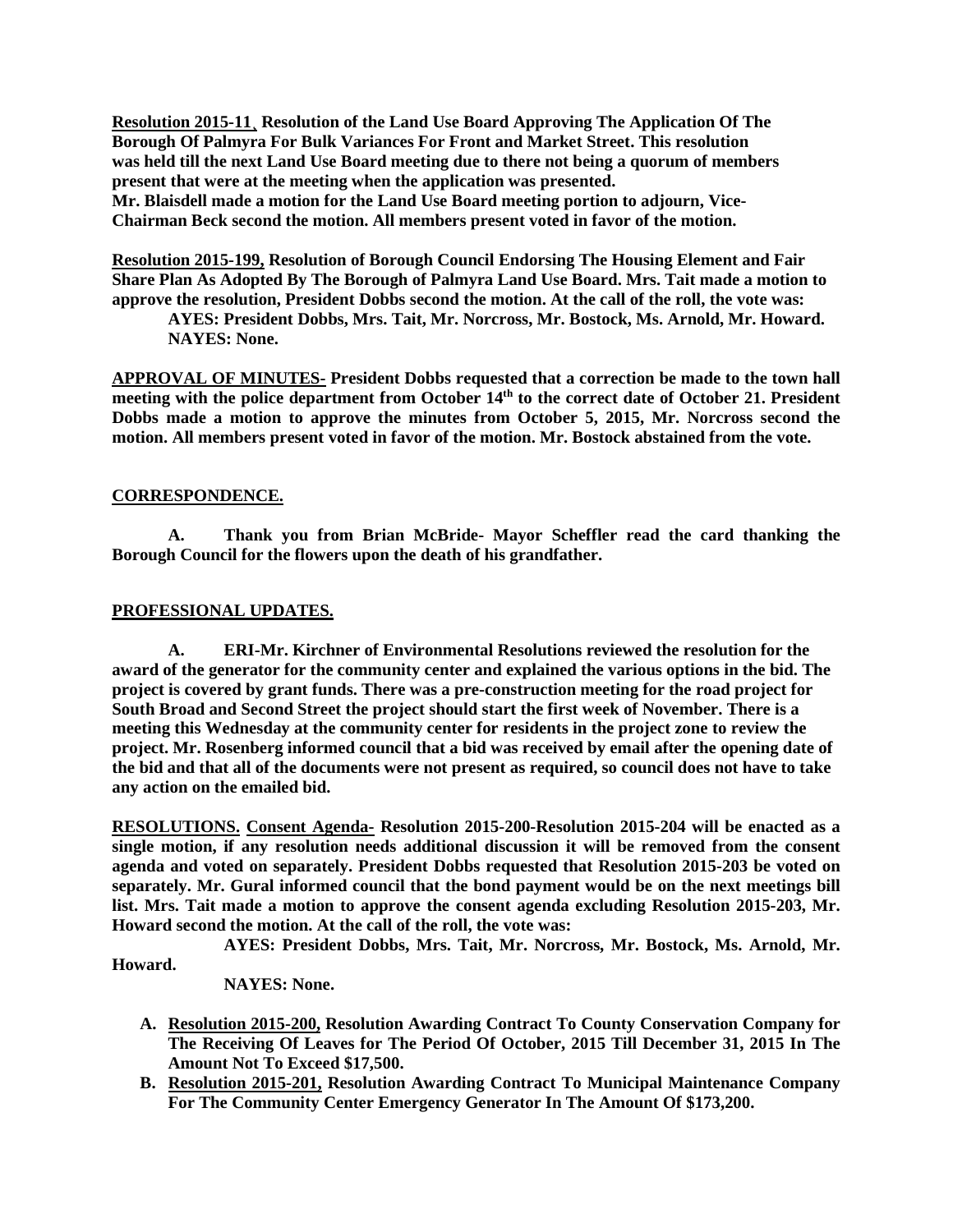**Resolution 2015-11 , Resolution of the Land Use Board Approving The Application Of The Borough Of Palmyra For Bulk Variances For Front and Market Street. This resolution was held till the next Land Use Board meeting due to there not being a quorum of members present that were at the meeting when the application was presented.**
**Mr. Blaisdell made a motion for the Land Use Board meeting portion to adjourn, Vice-Chairman Beck second the motion. All members present voted in favor of the motion.**

**Resolution 2015-199, Resolution of Borough Council Endorsing The Housing Element and Fair Share Plan As Adopted By The Borough of Palmyra Land Use Board. Mrs. Tait made a motion to approve the resolution, President Dobbs second the motion. At the call of the roll, the vote was:**

**AYES: President Dobbs, Mrs. Tait, Mr. Norcross, Mr. Bostock, Ms. Arnold, Mr. Howard.**
**NAYES: None.**

**APPROVAL OF MINUTES- President Dobbs requested that a correction be made to the town hall meeting with the police department from October 14th to the correct date of October 21. President Dobbs made a motion to approve the minutes from October 5, 2015, Mr. Norcross second the motion. All members present voted in favor of the motion. Mr. Bostock abstained from the vote.**

**CORRESPONDENCE.**

**A. Thank you from Brian McBride- Mayor Scheffler read the card thanking the Borough Council for the flowers upon the death of his grandfather.**

**PROFESSIONAL UPDATES.**

**A. ERI-Mr. Kirchner of Environmental Resolutions reviewed the resolution for the award of the generator for the community center and explained the various options in the bid. The project is covered by grant funds. There was a pre-construction meeting for the road project for South Broad and Second Street the project should start the first week of November. There is a meeting this Wednesday at the community center for residents in the project zone to review the project. Mr. Rosenberg informed council that a bid was received by email after the opening date of the bid and that all of the documents were not present as required, so council does not have to take any action on the emailed bid.**

**RESOLUTIONS. Consent Agenda- Resolution 2015-200-Resolution 2015-204 will be enacted as a single motion, if any resolution needs additional discussion it will be removed from the consent agenda and voted on separately. President Dobbs requested that Resolution 2015-203 be voted on separately. Mr. Gural informed council that the bond payment would be on the next meetings bill list. Mrs. Tait made a motion to approve the consent agenda excluding Resolution 2015-203, Mr. Howard second the motion. At the call of the roll, the vote was:**

**AYES: President Dobbs, Mrs. Tait, Mr. Norcross, Mr. Bostock, Ms. Arnold, Mr. Howard.**

**NAYES: None.**

A. **Resolution 2015-200, Resolution Awarding Contract To County Conservation Company for The Receiving Of Leaves for The Period Of October, 2015 Till December 31, 2015 In The Amount Not To Exceed $17,500.**
B. **Resolution 2015-201, Resolution Awarding Contract To Municipal Maintenance Company For The Community Center Emergency Generator In The Amount Of $173,200.**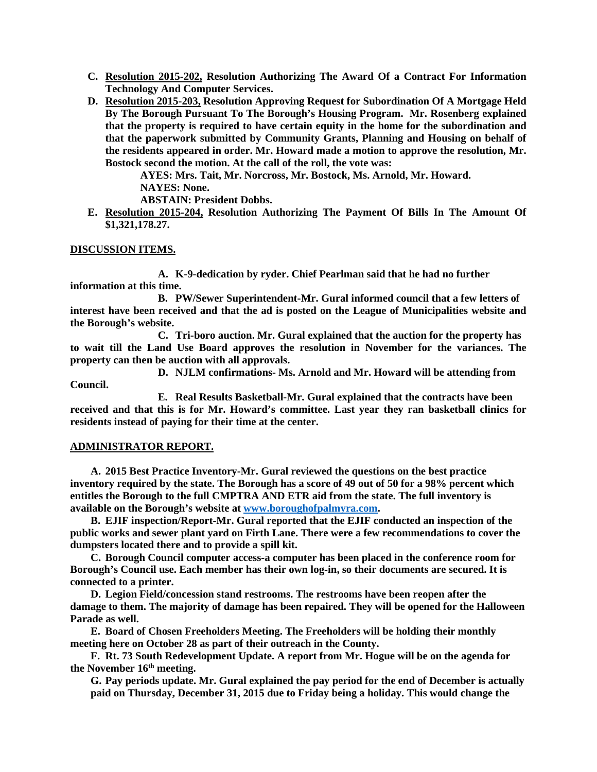**C. Resolution 2015-202, Resolution Authorizing The Award Of a Contract For Information Technology And Computer Services.**

**D. Resolution 2015-203, Resolution Approving Request for Subordination Of A Mortgage Held By The Borough Pursuant To The Borough's Housing Program. Mr. Rosenberg explained that the property is required to have certain equity in the home for the subordination and that the paperwork submitted by Community Grants, Planning and Housing on behalf of the residents appeared in order. Mr. Howard made a motion to approve the resolution, Mr. Bostock second the motion. At the call of the roll, the vote was:**

**AYES: Mrs. Tait, Mr. Norcross, Mr. Bostock, Ms. Arnold, Mr. Howard.**
**NAYES: None.**
**ABSTAIN: President Dobbs.**

**E. Resolution 2015-204, Resolution Authorizing The Payment Of Bills In The Amount Of $1,321,178.27.**

**DISCUSSION ITEMS.**

**A. K-9-dedication by ryder. Chief Pearlman said that he had no further information at this time.**

**B. PW/Sewer Superintendent-Mr. Gural informed council that a few letters of interest have been received and that the ad is posted on the League of Municipalities website and the Borough's website.**

**C. Tri-boro auction. Mr. Gural explained that the auction for the property has to wait till the Land Use Board approves the resolution in November for the variances. The property can then be auction with all approvals.**

**D. NJLM confirmations- Ms. Arnold and Mr. Howard will be attending from Council.**

**E. Real Results Basketball-Mr. Gural explained that the contracts have been received and that this is for Mr. Howard's committee. Last year they ran basketball clinics for residents instead of paying for their time at the center.**

**ADMINISTRATOR REPORT.**

**A. 2015 Best Practice Inventory-Mr. Gural reviewed the questions on the best practice inventory required by the state. The Borough has a score of 49 out of 50 for a 98% percent which entitles the Borough to the full CMPTRA AND ETR aid from the state. The full inventory is available on the Borough's website at [www.boroughofpalmyra.com](http://www.boroughofpalmyra.com).**

**B. EJIF inspection/Report-Mr. Gural reported that the EJIF conducted an inspection of the public works and sewer plant yard on Firth Lane. There were a few recommendations to cover the dumpsters located there and to provide a spill kit.**

**C. Borough Council computer access-a computer has been placed in the conference room for Borough's Council use. Each member has their own log-in, so their documents are secured. It is connected to a printer.**

**D. Legion Field/concession stand restrooms. The restrooms have been reopen after the damage to them. The majority of damage has been repaired. They will be opened for the Halloween Parade as well.**

**E. Board of Chosen Freeholders Meeting. The Freeholders will be holding their monthly meeting here on October 28 as part of their outreach in the County.**

**F. Rt. 73 South Redevelopment Update. A report from Mr. Hogue will be on the agenda for the November 16th meeting.**

**G. Pay periods update. Mr. Gural explained the pay period for the end of December is actually paid on Thursday, December 31, 2015 due to Friday being a holiday. This would change the**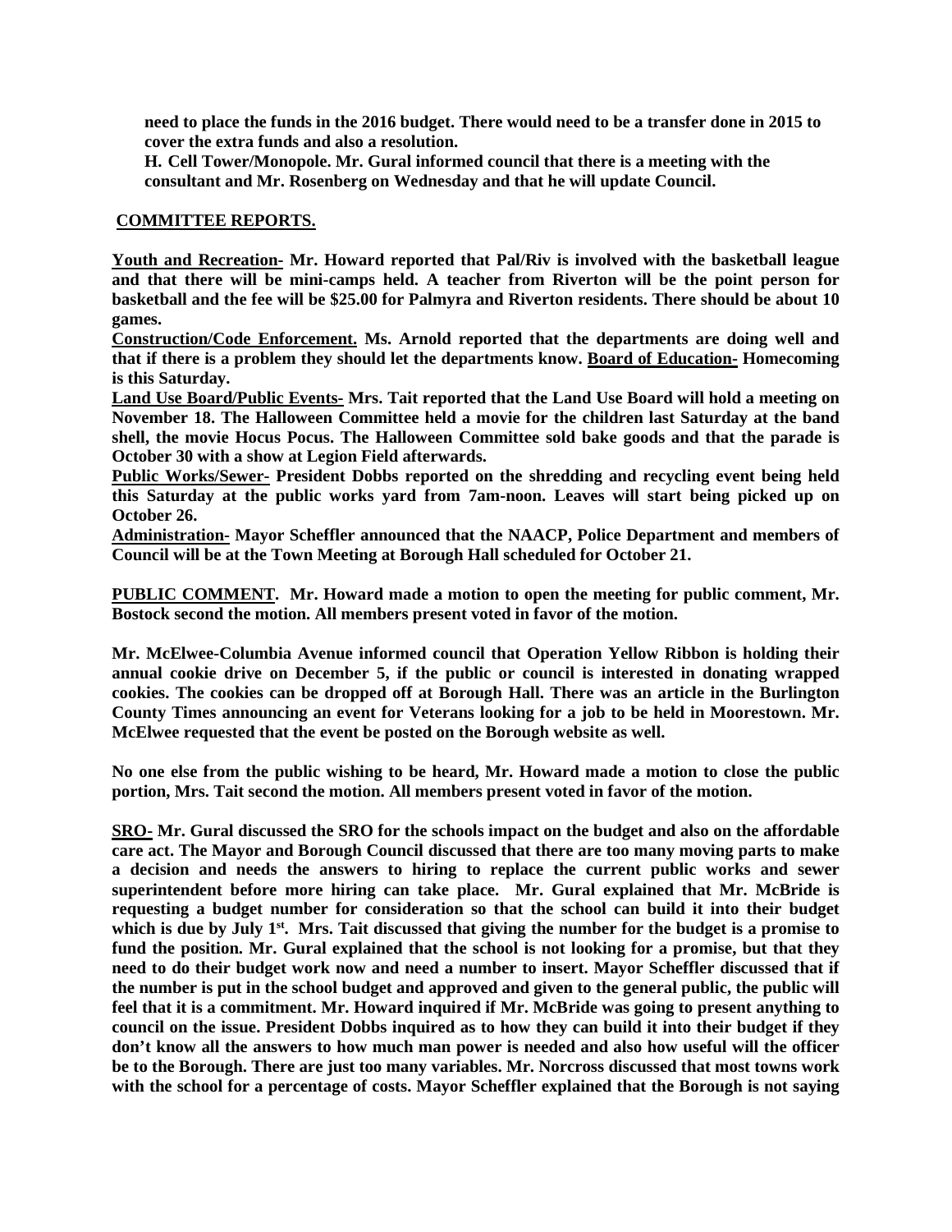**need to place the funds in the 2016 budget. There would need to be a transfer done in 2015 to cover the extra funds and also a resolution.**

**H. Cell Tower/Monopole. Mr. Gural informed council that there is a meeting with the consultant and Mr. Rosenberg on Wednesday and that he will update Council.**

**COMMITTEE REPORTS.**

**Youth and Recreation- Mr. Howard reported that Pal/Riv is involved with the basketball league and that there will be mini-camps held. A teacher from Riverton will be the point person for basketball and the fee will be $25.00 for Palmyra and Riverton residents. There should be about 10 games.**

**Construction/Code Enforcement. Ms. Arnold reported that the departments are doing well and that if there is a problem they should let the departments know. Board of Education- Homecoming is this Saturday.**

**Land Use Board/Public Events- Mrs. Tait reported that the Land Use Board will hold a meeting on November 18. The Halloween Committee held a movie for the children last Saturday at the band shell, the movie Hocus Pocus. The Halloween Committee sold bake goods and that the parade is October 30 with a show at Legion Field afterwards.**

**Public Works/Sewer- President Dobbs reported on the shredding and recycling event being held this Saturday at the public works yard from 7am-noon. Leaves will start being picked up on October 26.**

**Administration- Mayor Scheffler announced that the NAACP, Police Department and members of Council will be at the Town Meeting at Borough Hall scheduled for October 21.**

**PUBLIC COMMENT. Mr. Howard made a motion to open the meeting for public comment, Mr. Bostock second the motion. All members present voted in favor of the motion.**

**Mr. McElwee-Columbia Avenue informed council that Operation Yellow Ribbon is holding their annual cookie drive on December 5, if the public or council is interested in donating wrapped cookies. The cookies can be dropped off at Borough Hall. There was an article in the Burlington County Times announcing an event for Veterans looking for a job to be held in Moorestown. Mr. McElwee requested that the event be posted on the Borough website as well.**

**No one else from the public wishing to be heard, Mr. Howard made a motion to close the public portion, Mrs. Tait second the motion. All members present voted in favor of the motion.**

**SRO- Mr. Gural discussed the SRO for the schools impact on the budget and also on the affordable care act. The Mayor and Borough Council discussed that there are too many moving parts to make a decision and needs the answers to hiring to replace the current public works and sewer superintendent before more hiring can take place. Mr. Gural explained that Mr. McBride is requesting a budget number for consideration so that the school can build it into their budget which is due by July 1st. Mrs. Tait discussed that giving the number for the budget is a promise to fund the position. Mr. Gural explained that the school is not looking for a promise, but that they need to do their budget work now and need a number to insert. Mayor Scheffler discussed that if the number is put in the school budget and approved and given to the general public, the public will feel that it is a commitment. Mr. Howard inquired if Mr. McBride was going to present anything to council on the issue. President Dobbs inquired as to how they can build it into their budget if they don't know all the answers to how much man power is needed and also how useful will the officer be to the Borough. There are just too many variables. Mr. Norcross discussed that most towns work with the school for a percentage of costs. Mayor Scheffler explained that the Borough is not saying**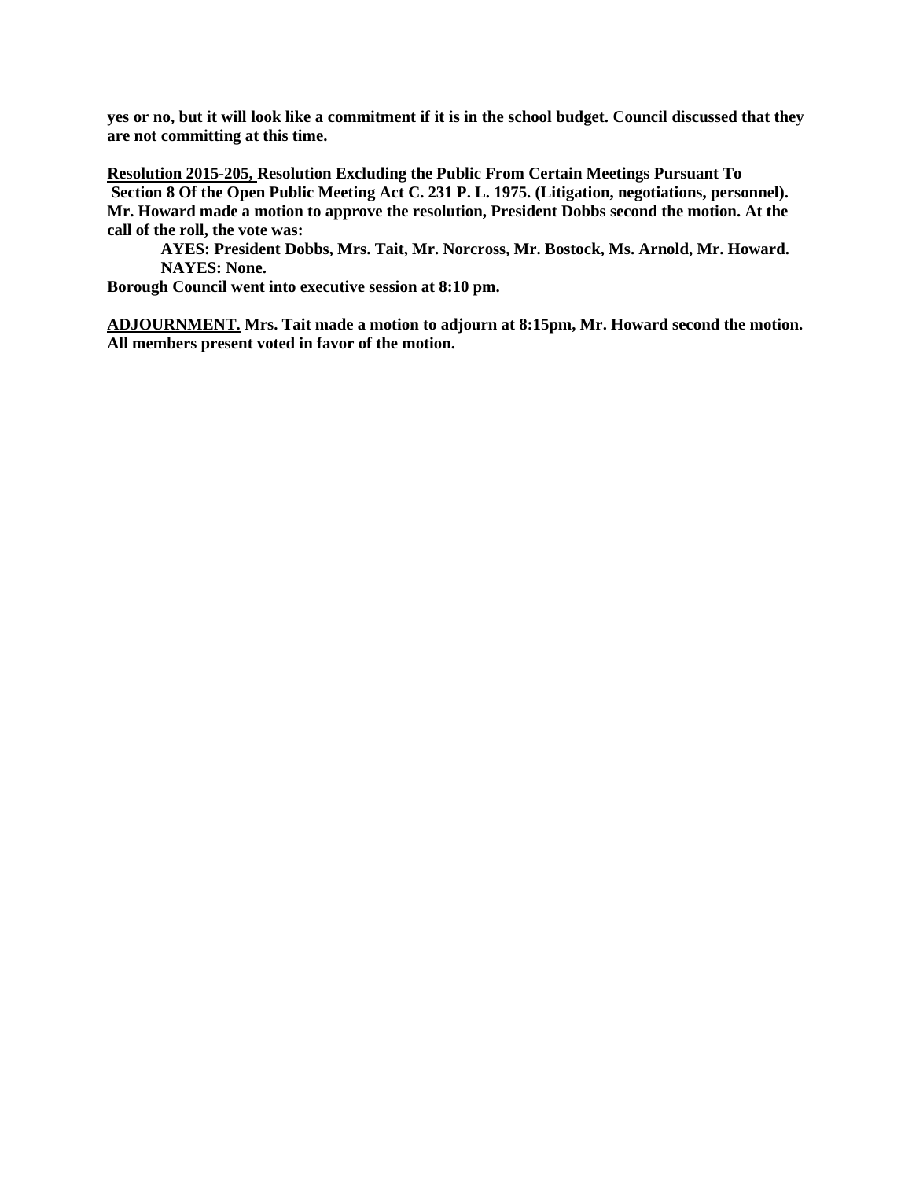**yes or no, but it will look like a commitment if it is in the school budget. Council discussed that they are not committing at this time.**

**<u>Resolution 2015-205,</u> Resolution Excluding the Public From Certain Meetings Pursuant To Section 8 Of the Open Public Meeting Act C. 231 P. L. 1975. (Litigation, negotiations, personnel). Mr. Howard made a motion to approve the resolution, President Dobbs second the motion. At the call of the roll, the vote was:**

> **AYES: President Dobbs, Mrs. Tait, Mr. Norcross, Mr. Bostock, Ms. Arnold, Mr. Howard.**
> **NAYES: None.**

**Borough Council went into executive session at 8:10 pm.**

**<u>ADJOURNMENT.</u> Mrs. Tait made a motion to adjourn at 8:15pm, Mr. Howard second the motion. All members present voted in favor of the motion.**